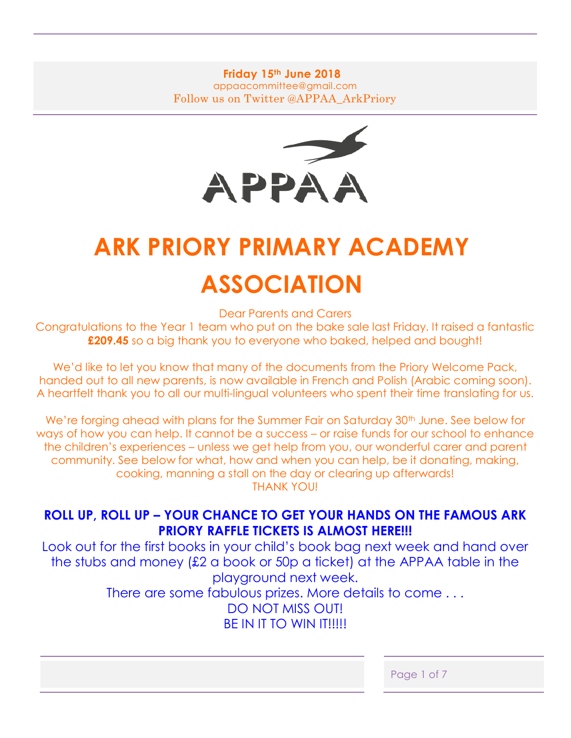**Friday 15th June 2018**
appaacommittee@gmail.com
Follow us on Twitter @APPAA_ArkPriory

APPAA

# ARK PRIORY PRIMARY ACADEMY ASSOCIATION

Dear Parents and Carers

Congratulations to the Year 1 team who put on the bake sale last Friday. It raised a fantastic **£209.45** so a big thank you to everyone who baked, helped and bought!

We'd like to let you know that many of the documents from the Priory Welcome Pack, handed out to all new parents, is now available in French and Polish (Arabic coming soon). A heartfelt thank you to all our multi-lingual volunteers who spent their time translating for us.

We're forging ahead with plans for the Summer Fair on Saturday 30th June. See below for ways of how you can help. It cannot be a success – or raise funds for our school to enhance the children's experiences – unless we get help from you, our wonderful carer and parent community. See below for what, how and when you can help, be it donating, making, cooking, manning a stall on the day or clearing up afterwards!

THANK YOU!

**ROLL UP, ROLL UP – YOUR CHANCE TO GET YOUR HANDS ON THE FAMOUS ARK PRIORY RAFFLE TICKETS IS ALMOST HERE!!!**

Look out for the first books in your child's book bag next week and hand over the stubs and money (£2 a book or 50p a ticket) at the APPAA table in the playground next week.

There are some fabulous prizes. More details to come . . .

DO NOT MISS OUT!

BE IN IT TO WIN IT!!!!!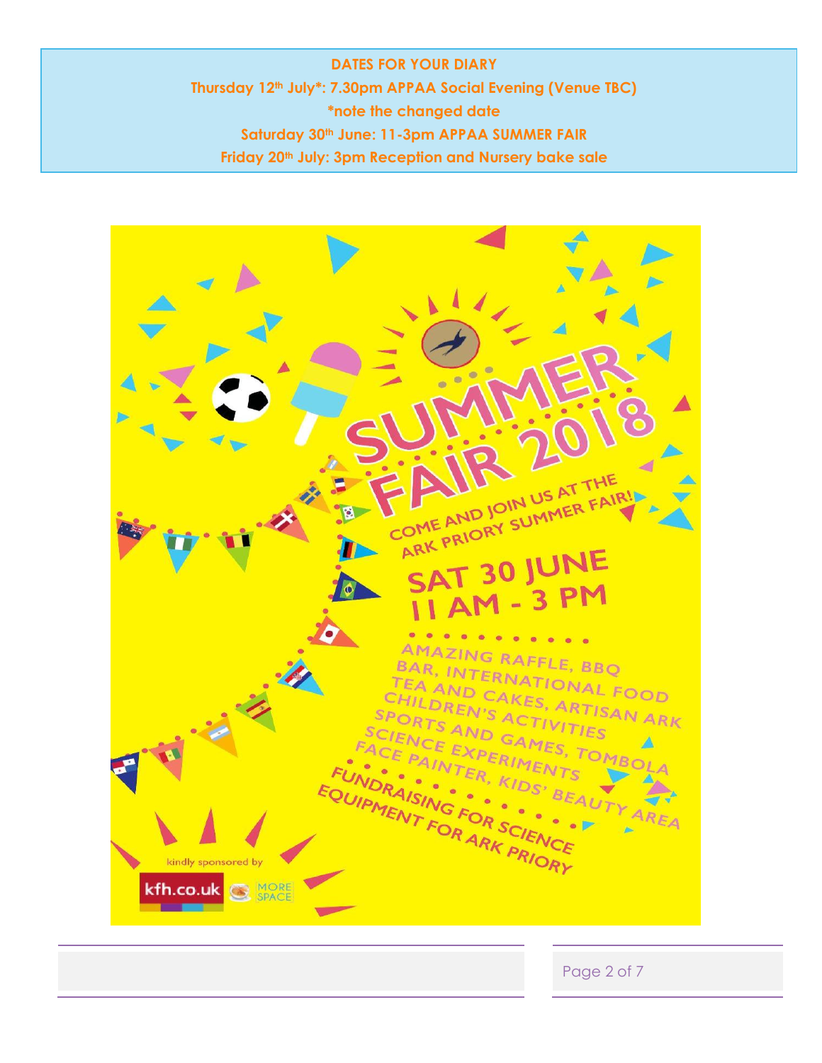**DATES FOR YOUR DIARY**

**Thursday 12th July*: 7.30pm APPAA Social Evening (Venue TBC)**

***note the changed date**

**Saturday 30th June: 11-3pm APPAA SUMMER FAIR**

**Friday 20th July: 3pm Reception and Nursery bake sale**

# SUMMER FAIR 2018

COME AND JOIN US AT THE ARK PRIORY SUMMER FAIR!

## SAT 30 JUNE 11 AM - 3 PM

AMAZING RAFFLE, BBQ BAR, INTERNATIONAL FOOD TEA AND CAKES, ARTISAN ARK CHILDREN'S ACTIVITIES SPORTS AND GAMES, TOMBOLA SCIENCE EXPERIMENTS FACE PAINTER, KIDS' BEAUTY AREA

FUNDRAISING FOR SCIENCE EQUIPMENT FOR ARK PRIORY

kindly sponsored by kfh.co.uk MORE SPACE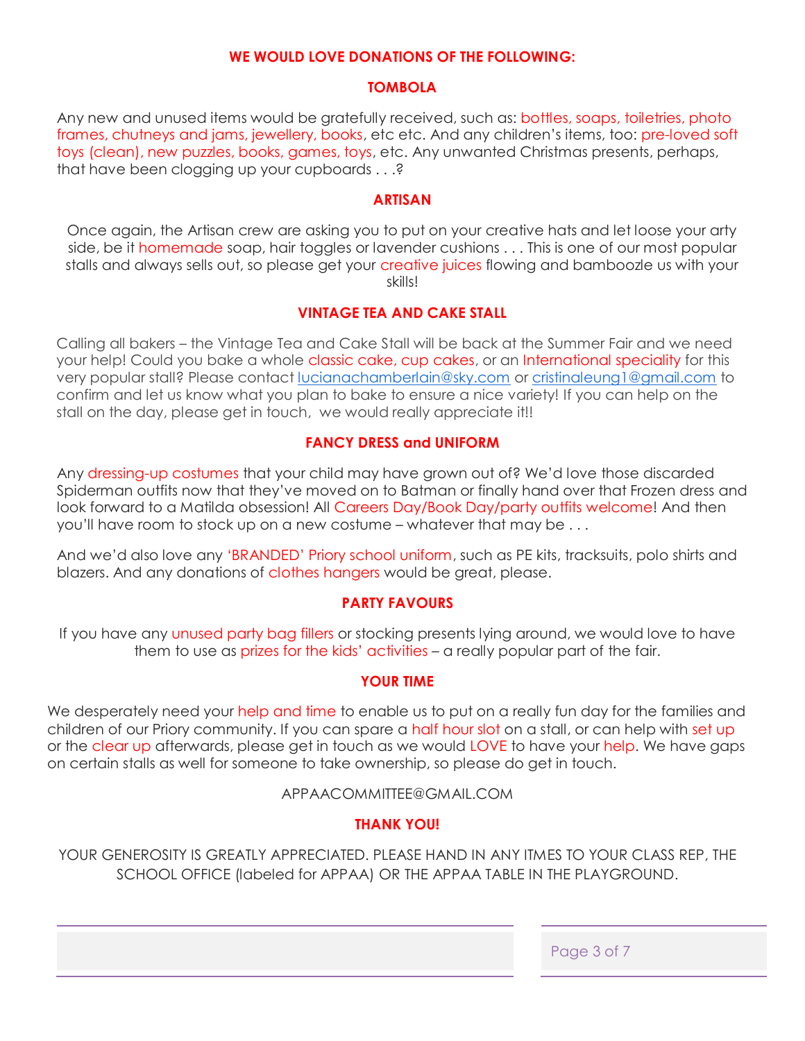## WE WOULD LOVE DONATIONS OF THE FOLLOWING:

### TOMBOLA

Any new and unused items would be gratefully received, such as: bottles, soaps, toiletries, photo frames, chutneys and jams, jewellery, books, etc etc. And any children's items, too: pre-loved soft toys (clean), new puzzles, books, games, toys, etc. Any unwanted Christmas presents, perhaps, that have been clogging up your cupboards . . .?

### ARTISAN

Once again, the Artisan crew are asking you to put on your creative hats and let loose your arty side, be it homemade soap, hair toggles or lavender cushions . . . This is one of our most popular stalls and always sells out, so please get your creative juices flowing and bamboozle us with your skills!

### VINTAGE TEA AND CAKE STALL

Calling all bakers – the Vintage Tea and Cake Stall will be back at the Summer Fair and we need your help! Could you bake a whole classic cake, cup cakes, or an International speciality for this very popular stall? Please contact lucianachamberlain@sky.com or cristinaleung1@gmail.com to confirm and let us know what you plan to bake to ensure a nice variety! If you can help on the stall on the day, please get in touch, we would really appreciate it!!

### FANCY DRESS and UNIFORM

Any dressing-up costumes that your child may have grown out of? We'd love those discarded Spiderman outfits now that they've moved on to Batman or finally hand over that Frozen dress and look forward to a Matilda obsession! All Careers Day/Book Day/party outfits welcome! And then you'll have room to stock up on a new costume – whatever that may be . . .

And we'd also love any 'BRANDED' Priory school uniform, such as PE kits, tracksuits, polo shirts and blazers. And any donations of clothes hangers would be great, please.

### PARTY FAVOURS

If you have any unused party bag fillers or stocking presents lying around, we would love to have them to use as prizes for the kids' activities – a really popular part of the fair.

### YOUR TIME

We desperately need your help and time to enable us to put on a really fun day for the families and children of our Priory community. If you can spare a half hour slot on a stall, or can help with set up or the clear up afterwards, please get in touch as we would LOVE to have your help. We have gaps on certain stalls as well for someone to take ownership, so please do get in touch.

APPAACOMMITTEE@GMAIL.COM

### THANK YOU!

YOUR GENEROSITY IS GREATLY APPRECIATED. PLEASE HAND IN ANY ITMES TO YOUR CLASS REP, THE SCHOOL OFFICE (labeled for APPAA) OR THE APPAA TABLE IN THE PLAYGROUND.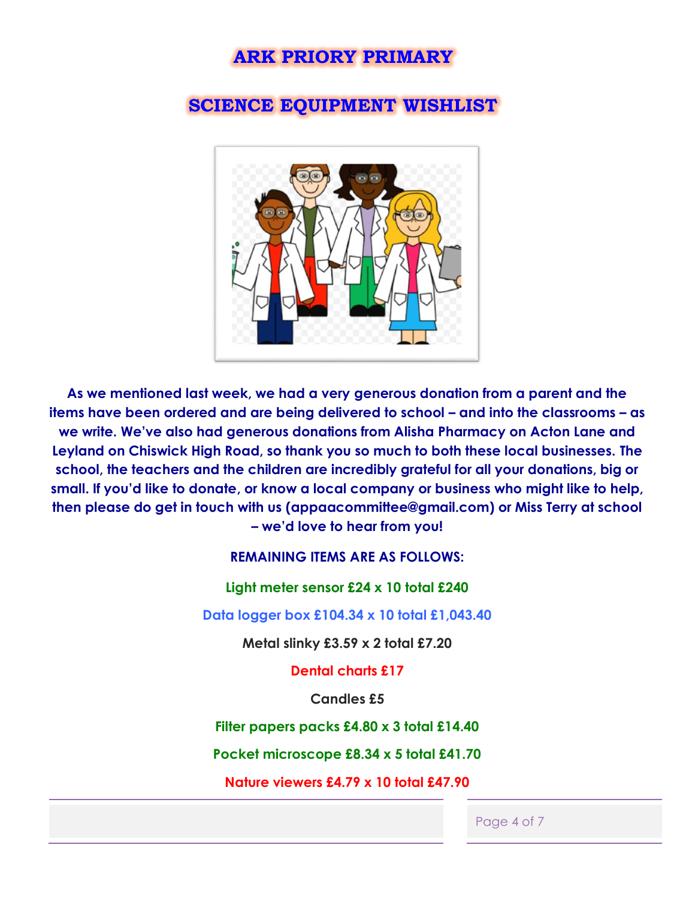# ARK PRIORY PRIMARY

## SCIENCE EQUIPMENT WISHLIST

**As we mentioned last week, we had a very generous donation from a parent and the items have been ordered and are being delivered to school – and into the classrooms – as we write. We've also had generous donations from Alisha Pharmacy on Acton Lane and Leyland on Chiswick High Road, so thank you so much to both these local businesses. The school, the teachers and the children are incredibly grateful for all your donations, big or small. If you'd like to donate, or know a local company or business who might like to help, then please do get in touch with us (appaacommittee@gmail.com) or Miss Terry at school – we'd love to hear from you!**

**REMAINING ITEMS ARE AS FOLLOWS:**

**Light meter sensor £24 x 10 total £240**

**Data logger box £104.34 x 10 total £1,043.40**

**Metal slinky £3.59 x 2 total £7.20**

**Dental charts £17**

**Candles £5**

**Filter papers packs £4.80 x 3 total £14.40**

**Pocket microscope £8.34 x 5 total £41.70**

**Nature viewers £4.79 x 10 total £47.90**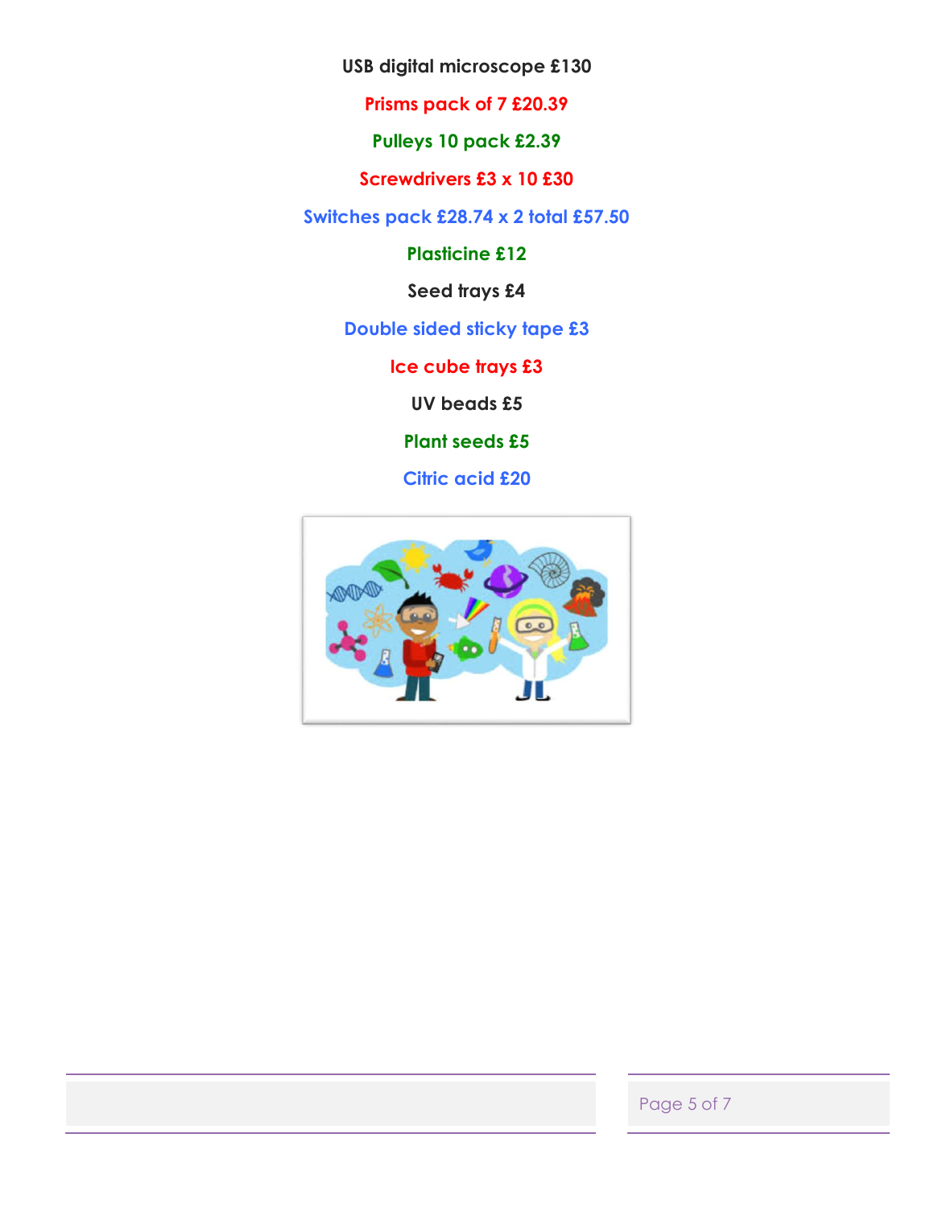**USB digital microscope £130**

**Prisms pack of 7 £20.39**

**Pulleys 10 pack £2.39**

**Screwdrivers £3 x 10 £30**

**Switches pack £28.74 x 2 total £57.50**

**Plasticine £12**

**Seed trays £4**

**Double sided sticky tape £3**

**Ice cube trays £3**

**UV beads £5**

**Plant seeds £5**

**Citric acid £20**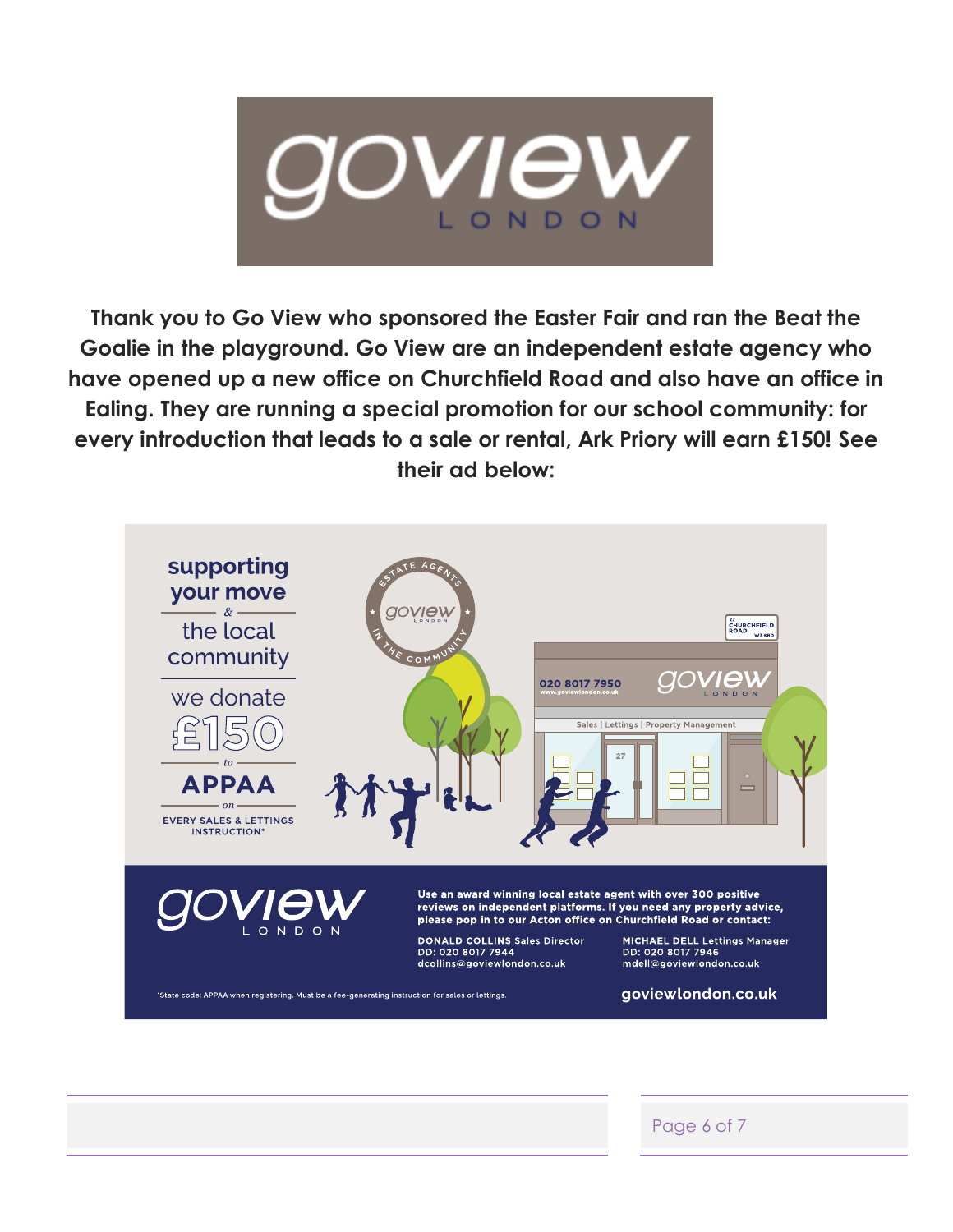**Thank you to Go View who sponsored the Easter Fair and ran the Beat the Goalie in the playground. Go View are an independent estate agency who have opened up a new office on Churchfield Road and also have an office in Ealing. They are running a special promotion for our school community: for every introduction that leads to a sale or rental, Ark Priory will earn £150! See their ad below:**

**supporting your move**

& the local community

we donate **£150** to **APPAA** on EVERY SALES & LETTINGS INSTRUCTION*

020 8017 7950
www.goviewlondon.co.uk

Sales | Lettings | Property Management

Use an award winning local estate agent with over 300 positive reviews on independent platforms. If you need any property advice, please pop in to our Acton office on Churchfield Road or contact:

**DONALD COLLINS** Sales Director
DD: 020 8017 7944
dcollins@goviewlondon.co.uk

**MICHAEL DELL** Lettings Manager
DD: 020 8017 7946
mdell@goviewlondon.co.uk

*State code: APPAA when registering. Must be a fee-generating instruction for sales or lettings.

goviewlondon.co.uk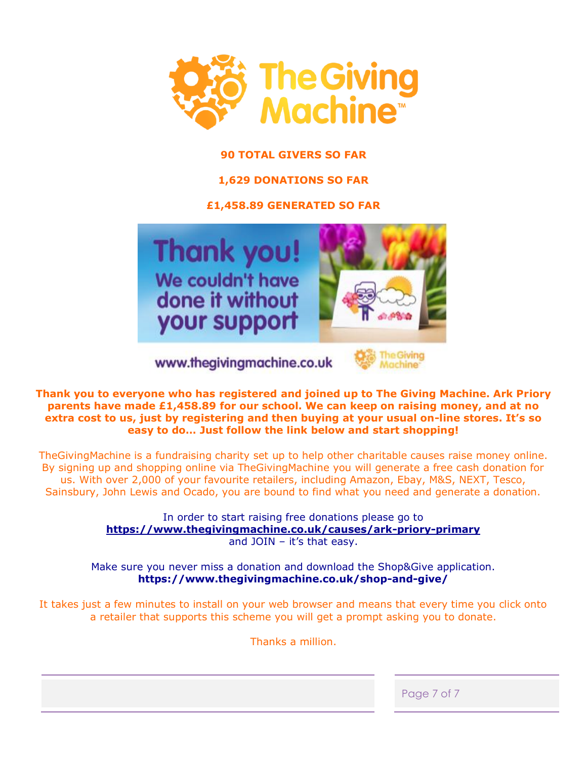**90 TOTAL GIVERS SO FAR**

**1,629 DONATIONS SO FAR**

**£1,458.89 GENERATED SO FAR**

**Thank you to everyone who has registered and joined up to The Giving Machine. Ark Priory parents have made £1,458.89 for our school. We can keep on raising money, and at no extra cost to us, just by registering and then buying at your usual on-line stores. It's so easy to do… Just follow the link below and start shopping!**

TheGivingMachine is a fundraising charity set up to help other charitable causes raise money online. By signing up and shopping online via TheGivingMachine you will generate a free cash donation for us. With over 2,000 of your favourite retailers, including Amazon, Ebay, M&S, NEXT, Tesco, Sainsbury, John Lewis and Ocado, you are bound to find what you need and generate a donation.

In order to start raising free donations please go to
**https://www.thegivingmachine.co.uk/causes/ark-priory-primary**
and JOIN – it's that easy.

Make sure you never miss a donation and download the Shop&Give application.
**https://www.thegivingmachine.co.uk/shop-and-give/**

It takes just a few minutes to install on your web browser and means that every time you click onto a retailer that supports this scheme you will get a prompt asking you to donate.

Thanks a million.